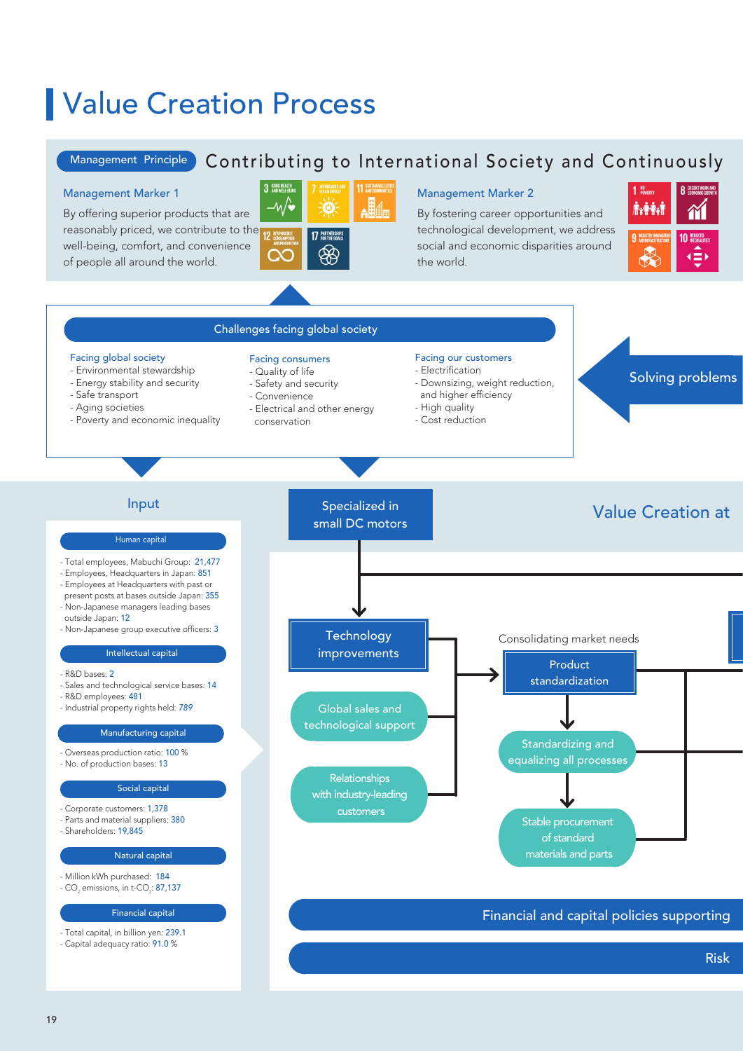# Value Creation Process

**Management Principle** Contributing to International Society and Continuously

### Management Marker 1

By offering superior products that are reasonably priced, we contribute to the well-being, comfort, and convenience of people all around the world.

### Management Marker 2

By fostering career opportunities and technological development, we address social and economic disparities around the world.

## Challenges facing global society

**Facing global society**
- Environmental stewardship
- Energy stability and security
- Safe transport
- Aging societies
- Poverty and economic inequality

**Facing consumers**
- Quality of life
- Safety and security
- Convenience
- Electrical and other energy conservation

**Facing our customers**
- Electrification
- Downsizing, weight reduction, and higher efficiency
- High quality
- Cost reduction

Solving problems

## Input

**Human capital**
- Total employees, Mabuchi Group: 21,477
- Employees, Headquarters in Japan: 851
- Employees at Headquarters with past or present posts at bases outside Japan: 355
- Non-Japanese managers leading bases outside Japan: 12
- Non-Japanese group executive officers: 3

**Intellectual capital**
- R&D bases: 2
- Sales and technological service bases: 14
- R&D employees: 481
- Industrial property rights held: 789

**Manufacturing capital**
- Overseas production ratio: 100 %
- No. of production bases: 13

**Social capital**
- Corporate customers: 1,378
- Parts and material suppliers: 380
- Shareholders: 19,845

**Natural capital**
- Million kWh purchased: 184
- $CO_2$ emissions, in t-$CO_2$: 87,137

**Financial capital**
- Total capital, in billion yen: 239.1
- Capital adequacy ratio: 91.0 %

## Value Creation at

Specialized in small DC motors

- Technology improvements
- Global sales and technological support
- Relationships with industry-leading customers

Consolidating market needs

- Product standardization
- Standardizing and equalizing all processes
- Stable procurement of standard materials and parts

Financial and capital policies supporting

Risk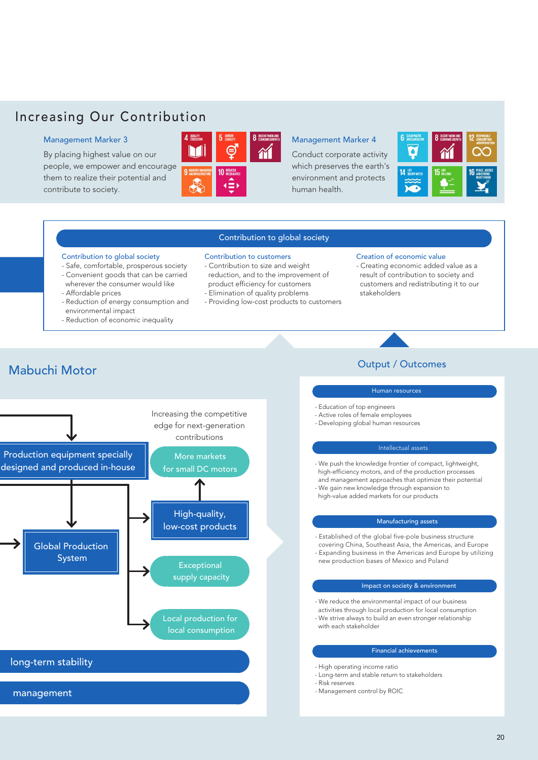## Increasing Our Contribution

### Management Marker 3

By placing highest value on our people, we empower and encourage them to realize their potential and contribute to society.

### Management Marker 4

Conduct corporate activity which preserves the earth's environment and protects human health.

### Contribution to global society

**Contribution to global society**

- Safe, comfortable, prosperous society
- Convenient goods that can be carried wherever the consumer would like
- Affordable prices
- Reduction of energy consumption and environmental impact
- Reduction of economic inequality

**Contribution to customers**

- Contribution to size and weight reduction, and to the improvement of product efficiency for customers
- Elimination of quality problems
- Providing low-cost products to customers

**Creation of economic value**

- Creating economic added value as a result of contribution to society and customers and redistributing it to our stakeholders

## Mabuchi Motor

Increasing the competitive edge for next-generation contributions

- Production equipment specially designed and produced in-house
- Global Production System
- More markets for small DC motors
- High-quality, low-cost products
- Exceptional supply capacity
- Local production for local consumption

long-term stability

management

## Output / Outcomes

**Human resources**

- Education of top engineers
- Active roles of female employees
- Developing global human resources

**Intellectual assets**

- We push the knowledge frontier of compact, lightweight, high-efficiency motors, and of the production processes and management approaches that optimize their potential
- We gain new knowledge through expansion to high-value added markets for our products

**Manufacturing assets**

- Established of the global five-pole business structure covering China, Southeast Asia, the Americas, and Europe
- Expanding business in the Americas and Europe by utilizing new production bases of Mexico and Poland

**Impact on society & environment**

- We reduce the environmental impact of our business activities through local production for local consumption
- We strive always to build an even stronger relationship with each stakeholder

**Financial achievements**

- High operating income ratio
- Long-term and stable return to stakeholders
- Risk reserves
- Management control by ROIC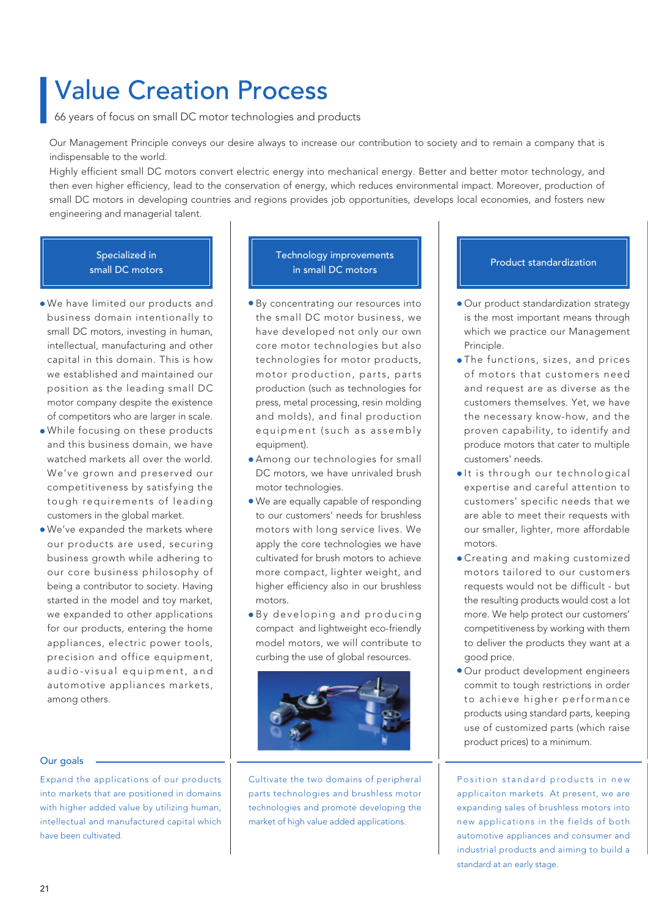# Value Creation Process

66 years of focus on small DC motor technologies and products

Our Management Principle conveys our desire always to increase our contribution to society and to remain a company that is indispensable to the world.

Highly efficient small DC motors convert electric energy into mechanical energy. Better and better motor technology, and then even higher efficiency, lead to the conservation of energy, which reduces environmental impact. Moreover, production of small DC motors in developing countries and regions provides job opportunities, develops local economies, and fosters new engineering and managerial talent.

## Specialized in small DC motors

- We have limited our products and business domain intentionally to small DC motors, investing in human, intellectual, manufacturing and other capital in this domain. This is how we established and maintained our position as the leading small DC motor company despite the existence of competitors who are larger in scale.
- While focusing on these products and this business domain, we have watched markets all over the world. We've grown and preserved our competitiveness by satisfying the tough requirements of leading customers in the global market.
- We've expanded the markets where our products are used, securing business growth while adhering to our core business philosophy of being a contributor to society. Having started in the model and toy market, we expanded to other applications for our products, entering the home appliances, electric power tools, precision and office equipment, audio-visual equipment, and automotive appliances markets, among others.

**Our goals**

Expand the applications of our products into markets that are positioned in domains with higher added value by utilizing human, intellectual and manufactured capital which have been cultivated.

## Technology improvements in small DC motors

- By concentrating our resources into the small DC motor business, we have developed not only our own core motor technologies but also technologies for motor products, motor production, parts, parts production (such as technologies for press, metal processing, resin molding and molds), and final production equipment (such as assembly equipment).
- Among our technologies for small DC motors, we have unrivaled brush motor technologies.
- We are equally capable of responding to our customers' needs for brushless motors with long service lives. We apply the core technologies we have cultivated for brush motors to achieve more compact, lighter weight, and higher efficiency also in our brushless motors.
- By developing and producing compact and lightweight eco-friendly model motors, we will contribute to curbing the use of global resources.

Cultivate the two domains of peripheral parts technologies and brushless motor technologies and promote developing the market of high value added applications.

## Product standardization

- Our product standardization strategy is the most important means through which we practice our Management Principle.
- The functions, sizes, and prices of motors that customers need and request are as diverse as the customers themselves. Yet, we have the necessary know-how, and the proven capability, to identify and produce motors that cater to multiple customers' needs.
- It is through our technological expertise and careful attention to customers' specific needs that we are able to meet their requests with our smaller, lighter, more affordable motors.
- Creating and making customized motors tailored to our customers requests would not be difficult - but the resulting products would cost a lot more. We help protect our customers' competitiveness by working with them to deliver the products they want at a good price.
- Our product development engineers commit to tough restrictions in order to achieve higher performance products using standard parts, keeping use of customized parts (which raise product prices) to a minimum.

Position standard products in new applicaiton markets. At present, we are expanding sales of brushless motors into new applications in the fields of both automotive appliances and consumer and industrial products and aiming to build a standard at an early stage.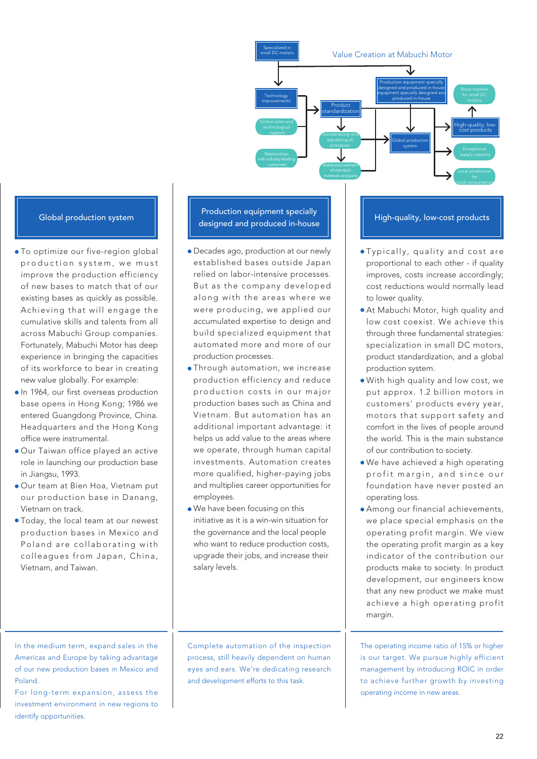Value Creation at Mabuchi Motor

Specialized in small DC motors → Technology improvements; Production equipment specially designed and produced in-house

Technology improvements / Global sales and technological support / Relationships with industry-leading customers → Product standardization

Product standardization → Standardizing and equalizing all processes → Stable procurement of standard materials and parts

Global production system → High-quality, low-cost products; Exceptional supply capacity; Local production for local consumption

High-quality, low-cost products → More markets for small DC motors

## Global production system

- To optimize our five-region global production system, we must improve the production efficiency of new bases to match that of our existing bases as quickly as possible. Achieving that will engage the cumulative skills and talents from all across Mabuchi Group companies. Fortunately, Mabuchi Motor has deep experience in bringing the capacities of its workforce to bear in creating new value globally. For example:
- In 1964, our first overseas production base opens in Hong Kong; 1986 we entered Guangdong Province, China. Headquarters and the Hong Kong office were instrumental.
- Our Taiwan office played an active role in launching our production base in Jiangsu, 1993.
- Our team at Bien Hoa, Vietnam put our production base in Danang, Vietnam on track.
- Today, the local team at our newest production bases in Mexico and Poland are collaborating with colleagues from Japan, China, Vietnam, and Taiwan.

In the medium term, expand sales in the Americas and Europe by taking advantage of our new production bases in Mexico and Poland.

For long-term expansion, assess the investment environment in new regions to identify opportunities.

## Production equipment specially designed and produced in-house

- Decades ago, production at our newly established bases outside Japan relied on labor-intensive processes. But as the company developed along with the areas where we were producing, we applied our accumulated expertise to design and build specialized equipment that automated more and more of our production processes.
- Through automation, we increase production efficiency and reduce production costs in our major production bases such as China and Vietnam. But automation has an additional important advantage: it helps us add value to the areas where we operate, through human capital investments. Automation creates more qualified, higher-paying jobs and multiplies career opportunities for employees.
- We have been focusing on this initiative as it is a win-win situation for the governance and the local people who want to reduce production costs, upgrade their jobs, and increase their salary levels.

Complete automation of the inspection process, still heavily dependent on human eyes and ears. We're dedicating research and development efforts to this task.

## High-quality, low-cost products

- Typically, quality and cost are proportional to each other - if quality improves, costs increase accordingly; cost reductions would normally lead to lower quality.
- At Mabuchi Motor, high quality and low cost coexist. We achieve this through three fundamental strategies: specialization in small DC motors, product standardization, and a global production system.
- With high quality and low cost, we put approx. 1.2 billion motors in customers' products every year, motors that support safety and comfort in the lives of people around the world. This is the main substance of our contribution to society.
- We have achieved a high operating profit margin, and since our foundation have never posted an operating loss.
- Among our financial achievements, we place special emphasis on the operating profit margin. We view the operating profit margin as a key indicator of the contribution our products make to society. In product development, our engineers know that any new product we make must achieve a high operating profit margin.

The operating income ratio of 15% or higher is our target. We pursue highly efficient management by introducing ROIC in order to achieve further growth by investing operating income in new areas.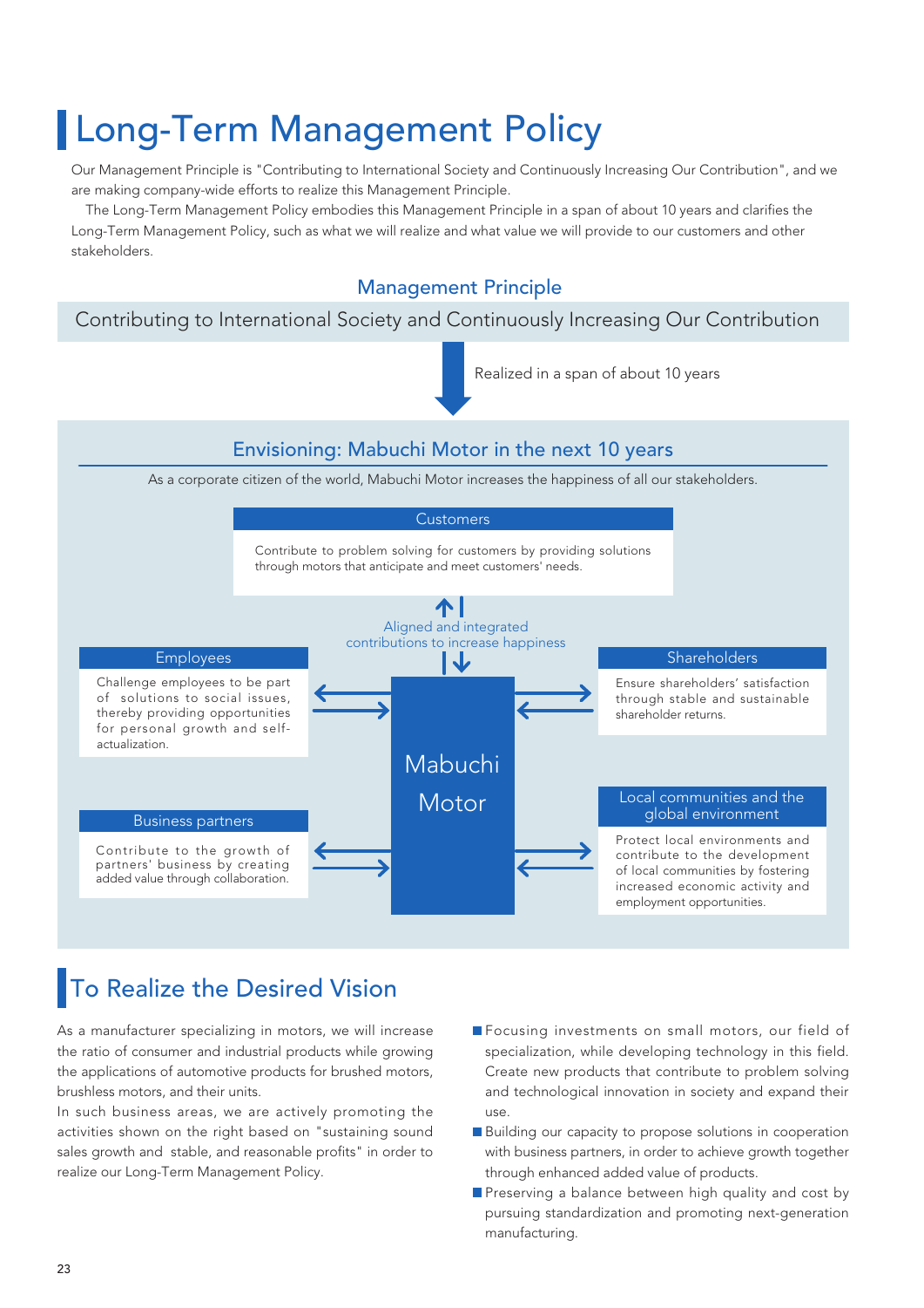# Long-Term Management Policy

Our Management Principle is "Contributing to International Society and Continuously Increasing Our Contribution", and we are making company-wide efforts to realize this Management Principle.

The Long-Term Management Policy embodies this Management Principle in a span of about 10 years and clarifies the Long-Term Management Policy, such as what we will realize and what value we will provide to our customers and other stakeholders.

### Management Principle

Contributing to International Society and Continuously Increasing Our Contribution

Realized in a span of about 10 years

### Envisioning: Mabuchi Motor in the next 10 years

As a corporate citizen of the world, Mabuchi Motor increases the happiness of all our stakeholders.

**Customers**

Contribute to problem solving for customers by providing solutions through motors that anticipate and meet customers' needs.

Aligned and integrated contributions to increase happiness

**Mabuchi Motor**

**Employees**

Challenge employees to be part of solutions to social issues, thereby providing opportunities for personal growth and self-actualization.

**Shareholders**

Ensure shareholders' satisfaction through stable and sustainable shareholder returns.

**Business partners**

Contribute to the growth of partners' business by creating added value through collaboration.

**Local communities and the global environment**

Protect local environments and contribute to the development of local communities by fostering increased economic activity and employment opportunities.

## To Realize the Desired Vision

As a manufacturer specializing in motors, we will increase the ratio of consumer and industrial products while growing the applications of automotive products for brushed motors, brushless motors, and their units.

In such business areas, we are actively promoting the activities shown on the right based on "sustaining sound sales growth and stable, and reasonable profits" in order to realize our Long-Term Management Policy.

- Focusing investments on small motors, our field of specialization, while developing technology in this field. Create new products that contribute to problem solving and technological innovation in society and expand their use.
- Building our capacity to propose solutions in cooperation with business partners, in order to achieve growth together through enhanced added value of products.
- Preserving a balance between high quality and cost by pursuing standardization and promoting next-generation manufacturing.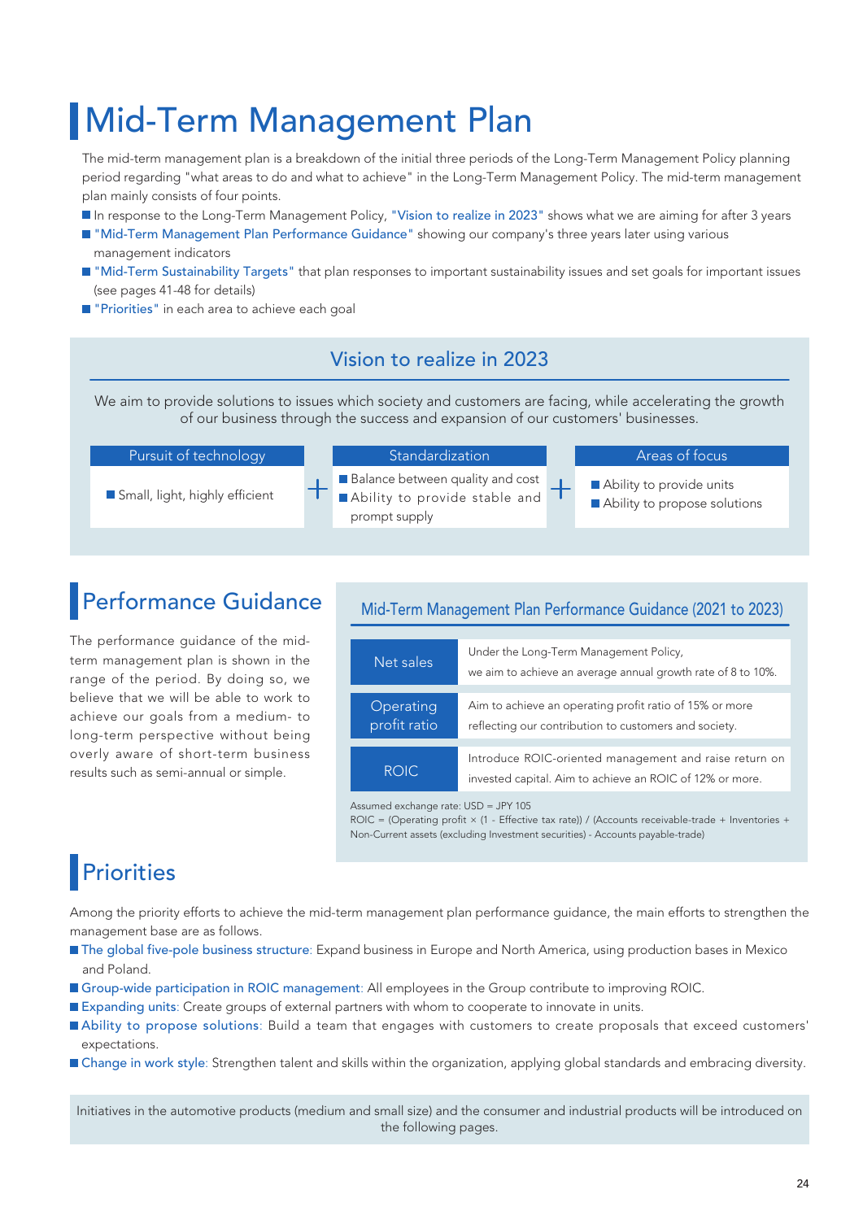# Mid-Term Management Plan

The mid-term management plan is a breakdown of the initial three periods of the Long-Term Management Policy planning period regarding "what areas to do and what to achieve" in the Long-Term Management Policy. The mid-term management plan mainly consists of four points.

- In response to the Long-Term Management Policy, "Vision to realize in 2023" shows what we are aiming for after 3 years
- "Mid-Term Management Plan Performance Guidance" showing our company's three years later using various management indicators
- "Mid-Term Sustainability Targets" that plan responses to important sustainability issues and set goals for important issues (see pages 41-48 for details)
- "Priorities" in each area to achieve each goal

## Vision to realize in 2023

We aim to provide solutions to issues which society and customers are facing, while accelerating the growth of our business through the success and expansion of our customers' businesses.

| Pursuit of technology | | Standardization | | Areas of focus |
|---|---|---|---|---|
| Small, light, highly efficient | + | Balance between quality and cost<br>Ability to provide stable and prompt supply | + | Ability to provide units<br>Ability to propose solutions |

## Performance Guidance

The performance guidance of the mid-term management plan is shown in the range of the period. By doing so, we believe that we will be able to work to achieve our goals from a medium- to long-term perspective without being overly aware of short-term business results such as semi-annual or simple.

### Mid-Term Management Plan Performance Guidance (2021 to 2023)

| | |
|---|---|
| Net sales | Under the Long-Term Management Policy, we aim to achieve an average annual growth rate of 8 to 10%. |
| Operating profit ratio | Aim to achieve an operating profit ratio of 15% or more reflecting our contribution to customers and society. |
| ROIC | Introduce ROIC-oriented management and raise return on invested capital. Aim to achieve an ROIC of 12% or more. |

Assumed exchange rate: USD = JPY 105
ROIC = (Operating profit × (1 - Effective tax rate)) / (Accounts receivable-trade + Inventories + Non-Current assets (excluding Investment securities) - Accounts payable-trade)

## Priorities

Among the priority efforts to achieve the mid-term management plan performance guidance, the main efforts to strengthen the management base are as follows.

- The global five-pole business structure: Expand business in Europe and North America, using production bases in Mexico and Poland.
- Group-wide participation in ROIC management: All employees in the Group contribute to improving ROIC.
- Expanding units: Create groups of external partners with whom to cooperate to innovate in units.
- Ability to propose solutions: Build a team that engages with customers to create proposals that exceed customers' expectations.
- Change in work style: Strengthen talent and skills within the organization, applying global standards and embracing diversity.

Initiatives in the automotive products (medium and small size) and the consumer and industrial products will be introduced on the following pages.